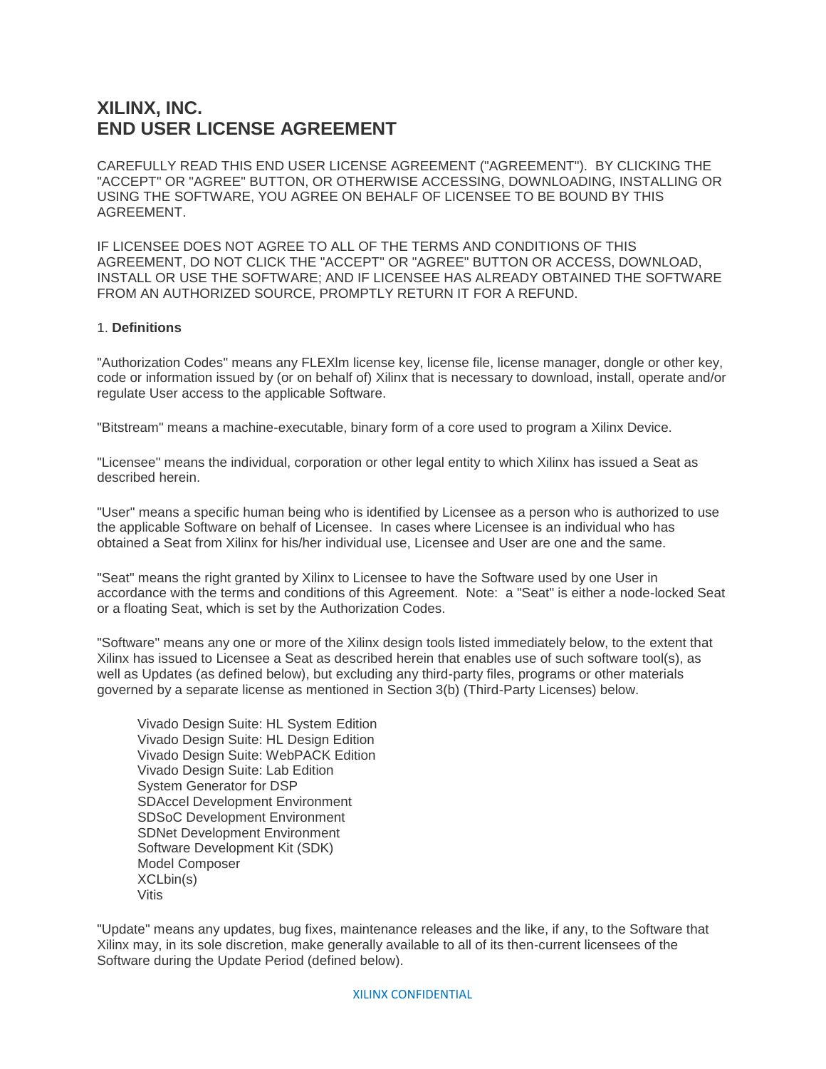# XILINX, INC.
# END USER LICENSE AGREEMENT

CAREFULLY READ THIS END USER LICENSE AGREEMENT ("AGREEMENT"). BY CLICKING THE "ACCEPT" OR "AGREE" BUTTON, OR OTHERWISE ACCESSING, DOWNLOADING, INSTALLING OR USING THE SOFTWARE, YOU AGREE ON BEHALF OF LICENSEE TO BE BOUND BY THIS AGREEMENT.

IF LICENSEE DOES NOT AGREE TO ALL OF THE TERMS AND CONDITIONS OF THIS AGREEMENT, DO NOT CLICK THE "ACCEPT" OR "AGREE" BUTTON OR ACCESS, DOWNLOAD, INSTALL OR USE THE SOFTWARE; AND IF LICENSEE HAS ALREADY OBTAINED THE SOFTWARE FROM AN AUTHORIZED SOURCE, PROMPTLY RETURN IT FOR A REFUND.

1. **Definitions**

"Authorization Codes" means any FLEXlm license key, license file, license manager, dongle or other key, code or information issued by (or on behalf of) Xilinx that is necessary to download, install, operate and/or regulate User access to the applicable Software.

"Bitstream" means a machine-executable, binary form of a core used to program a Xilinx Device.

"Licensee" means the individual, corporation or other legal entity to which Xilinx has issued a Seat as described herein.

"User" means a specific human being who is identified by Licensee as a person who is authorized to use the applicable Software on behalf of Licensee. In cases where Licensee is an individual who has obtained a Seat from Xilinx for his/her individual use, Licensee and User are one and the same.

"Seat" means the right granted by Xilinx to Licensee to have the Software used by one User in accordance with the terms and conditions of this Agreement. Note: a "Seat" is either a node-locked Seat or a floating Seat, which is set by the Authorization Codes.

"Software" means any one or more of the Xilinx design tools listed immediately below, to the extent that Xilinx has issued to Licensee a Seat as described herein that enables use of such software tool(s), as well as Updates (as defined below), but excluding any third-party files, programs or other materials governed by a separate license as mentioned in Section 3(b) (Third-Party Licenses) below.

- Vivado Design Suite: HL System Edition
- Vivado Design Suite: HL Design Edition
- Vivado Design Suite: WebPACK Edition
- Vivado Design Suite: Lab Edition
- System Generator for DSP
- SDAccel Development Environment
- SDSoC Development Environment
- SDNet Development Environment
- Software Development Kit (SDK)
- Model Composer
- XCLbin(s)
- Vitis

"Update" means any updates, bug fixes, maintenance releases and the like, if any, to the Software that Xilinx may, in its sole discretion, make generally available to all of its then-current licensees of the Software during the Update Period (defined below).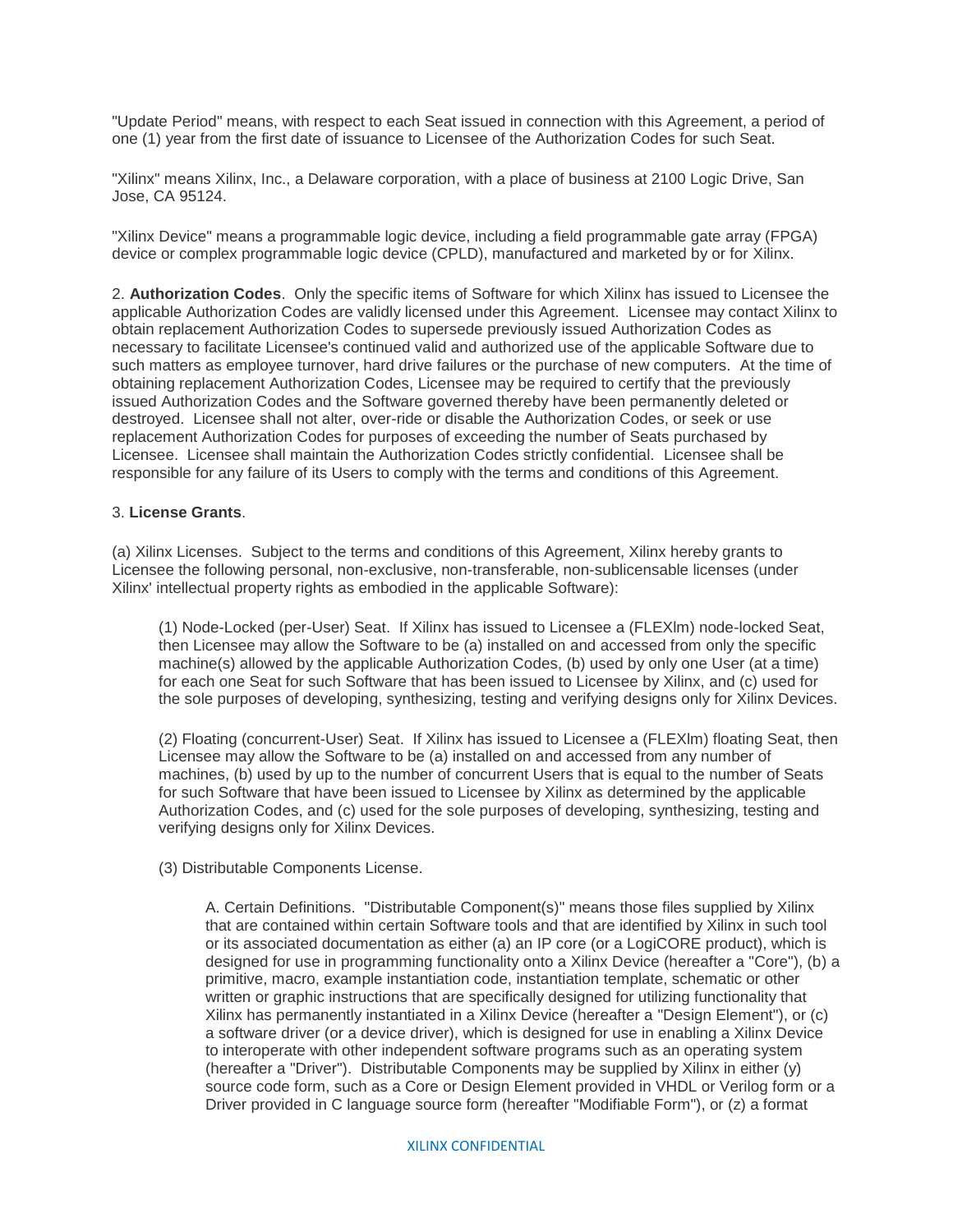"Update Period" means, with respect to each Seat issued in connection with this Agreement, a period of one (1) year from the first date of issuance to Licensee of the Authorization Codes for such Seat.

"Xilinx" means Xilinx, Inc., a Delaware corporation, with a place of business at 2100 Logic Drive, San Jose, CA 95124.

"Xilinx Device" means a programmable logic device, including a field programmable gate array (FPGA) device or complex programmable logic device (CPLD), manufactured and marketed by or for Xilinx.

2. **Authorization Codes**. Only the specific items of Software for which Xilinx has issued to Licensee the applicable Authorization Codes are validly licensed under this Agreement. Licensee may contact Xilinx to obtain replacement Authorization Codes to supersede previously issued Authorization Codes as necessary to facilitate Licensee's continued valid and authorized use of the applicable Software due to such matters as employee turnover, hard drive failures or the purchase of new computers. At the time of obtaining replacement Authorization Codes, Licensee may be required to certify that the previously issued Authorization Codes and the Software governed thereby have been permanently deleted or destroyed. Licensee shall not alter, over-ride or disable the Authorization Codes, or seek or use replacement Authorization Codes for purposes of exceeding the number of Seats purchased by Licensee. Licensee shall maintain the Authorization Codes strictly confidential. Licensee shall be responsible for any failure of its Users to comply with the terms and conditions of this Agreement.

3. **License Grants**.

(a) Xilinx Licenses. Subject to the terms and conditions of this Agreement, Xilinx hereby grants to Licensee the following personal, non-exclusive, non-transferable, non-sublicensable licenses (under Xilinx' intellectual property rights as embodied in the applicable Software):

(1) Node-Locked (per-User) Seat. If Xilinx has issued to Licensee a (FLEXlm) node-locked Seat, then Licensee may allow the Software to be (a) installed on and accessed from only the specific machine(s) allowed by the applicable Authorization Codes, (b) used by only one User (at a time) for each one Seat for such Software that has been issued to Licensee by Xilinx, and (c) used for the sole purposes of developing, synthesizing, testing and verifying designs only for Xilinx Devices.

(2) Floating (concurrent-User) Seat. If Xilinx has issued to Licensee a (FLEXlm) floating Seat, then Licensee may allow the Software to be (a) installed on and accessed from any number of machines, (b) used by up to the number of concurrent Users that is equal to the number of Seats for such Software that have been issued to Licensee by Xilinx as determined by the applicable Authorization Codes, and (c) used for the sole purposes of developing, synthesizing, testing and verifying designs only for Xilinx Devices.

(3) Distributable Components License.

A. Certain Definitions. "Distributable Component(s)" means those files supplied by Xilinx that are contained within certain Software tools and that are identified by Xilinx in such tool or its associated documentation as either (a) an IP core (or a LogiCORE product), which is designed for use in programming functionality onto a Xilinx Device (hereafter a "Core"), (b) a primitive, macro, example instantiation code, instantiation template, schematic or other written or graphic instructions that are specifically designed for utilizing functionality that Xilinx has permanently instantiated in a Xilinx Device (hereafter a "Design Element"), or (c) a software driver (or a device driver), which is designed for use in enabling a Xilinx Device to interoperate with other independent software programs such as an operating system (hereafter a "Driver"). Distributable Components may be supplied by Xilinx in either (y) source code form, such as a Core or Design Element provided in VHDL or Verilog form or a Driver provided in C language source form (hereafter "Modifiable Form"), or (z) a format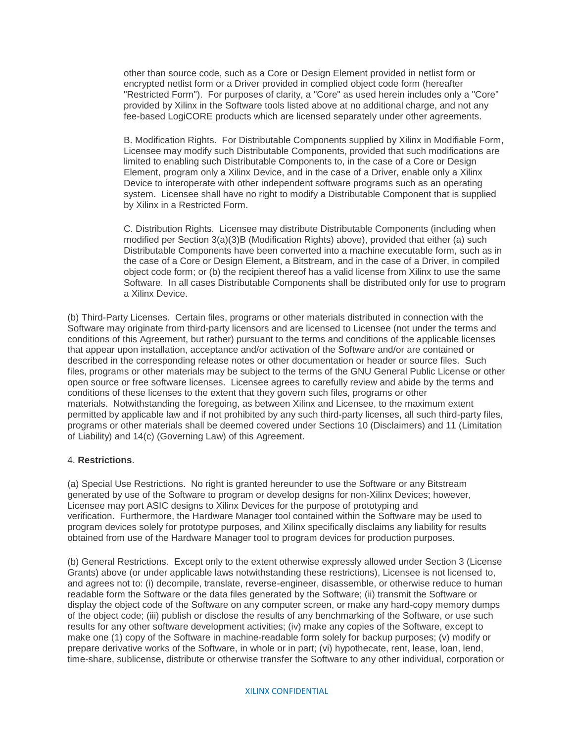other than source code, such as a Core or Design Element provided in netlist form or encrypted netlist form or a Driver provided in complied object code form (hereafter "Restricted Form"). For purposes of clarity, a "Core" as used herein includes only a "Core" provided by Xilinx in the Software tools listed above at no additional charge, and not any fee-based LogiCORE products which are licensed separately under other agreements.

B. Modification Rights. For Distributable Components supplied by Xilinx in Modifiable Form, Licensee may modify such Distributable Components, provided that such modifications are limited to enabling such Distributable Components to, in the case of a Core or Design Element, program only a Xilinx Device, and in the case of a Driver, enable only a Xilinx Device to interoperate with other independent software programs such as an operating system. Licensee shall have no right to modify a Distributable Component that is supplied by Xilinx in a Restricted Form.

C. Distribution Rights. Licensee may distribute Distributable Components (including when modified per Section 3(a)(3)B (Modification Rights) above), provided that either (a) such Distributable Components have been converted into a machine executable form, such as in the case of a Core or Design Element, a Bitstream, and in the case of a Driver, in compiled object code form; or (b) the recipient thereof has a valid license from Xilinx to use the same Software. In all cases Distributable Components shall be distributed only for use to program a Xilinx Device.

(b) Third-Party Licenses. Certain files, programs or other materials distributed in connection with the Software may originate from third-party licensors and are licensed to Licensee (not under the terms and conditions of this Agreement, but rather) pursuant to the terms and conditions of the applicable licenses that appear upon installation, acceptance and/or activation of the Software and/or are contained or described in the corresponding release notes or other documentation or header or source files. Such files, programs or other materials may be subject to the terms of the GNU General Public License or other open source or free software licenses. Licensee agrees to carefully review and abide by the terms and conditions of these licenses to the extent that they govern such files, programs or other materials. Notwithstanding the foregoing, as between Xilinx and Licensee, to the maximum extent permitted by applicable law and if not prohibited by any such third-party licenses, all such third-party files, programs or other materials shall be deemed covered under Sections 10 (Disclaimers) and 11 (Limitation of Liability) and 14(c) (Governing Law) of this Agreement.

4. **Restrictions**.

(a) Special Use Restrictions. No right is granted hereunder to use the Software or any Bitstream generated by use of the Software to program or develop designs for non-Xilinx Devices; however, Licensee may port ASIC designs to Xilinx Devices for the purpose of prototyping and verification. Furthermore, the Hardware Manager tool contained within the Software may be used to program devices solely for prototype purposes, and Xilinx specifically disclaims any liability for results obtained from use of the Hardware Manager tool to program devices for production purposes.

(b) General Restrictions. Except only to the extent otherwise expressly allowed under Section 3 (License Grants) above (or under applicable laws notwithstanding these restrictions), Licensee is not licensed to, and agrees not to: (i) decompile, translate, reverse-engineer, disassemble, or otherwise reduce to human readable form the Software or the data files generated by the Software; (ii) transmit the Software or display the object code of the Software on any computer screen, or make any hard-copy memory dumps of the object code; (iii) publish or disclose the results of any benchmarking of the Software, or use such results for any other software development activities; (iv) make any copies of the Software, except to make one (1) copy of the Software in machine-readable form solely for backup purposes; (v) modify or prepare derivative works of the Software, in whole or in part; (vi) hypothecate, rent, lease, loan, lend, time-share, sublicense, distribute or otherwise transfer the Software to any other individual, corporation or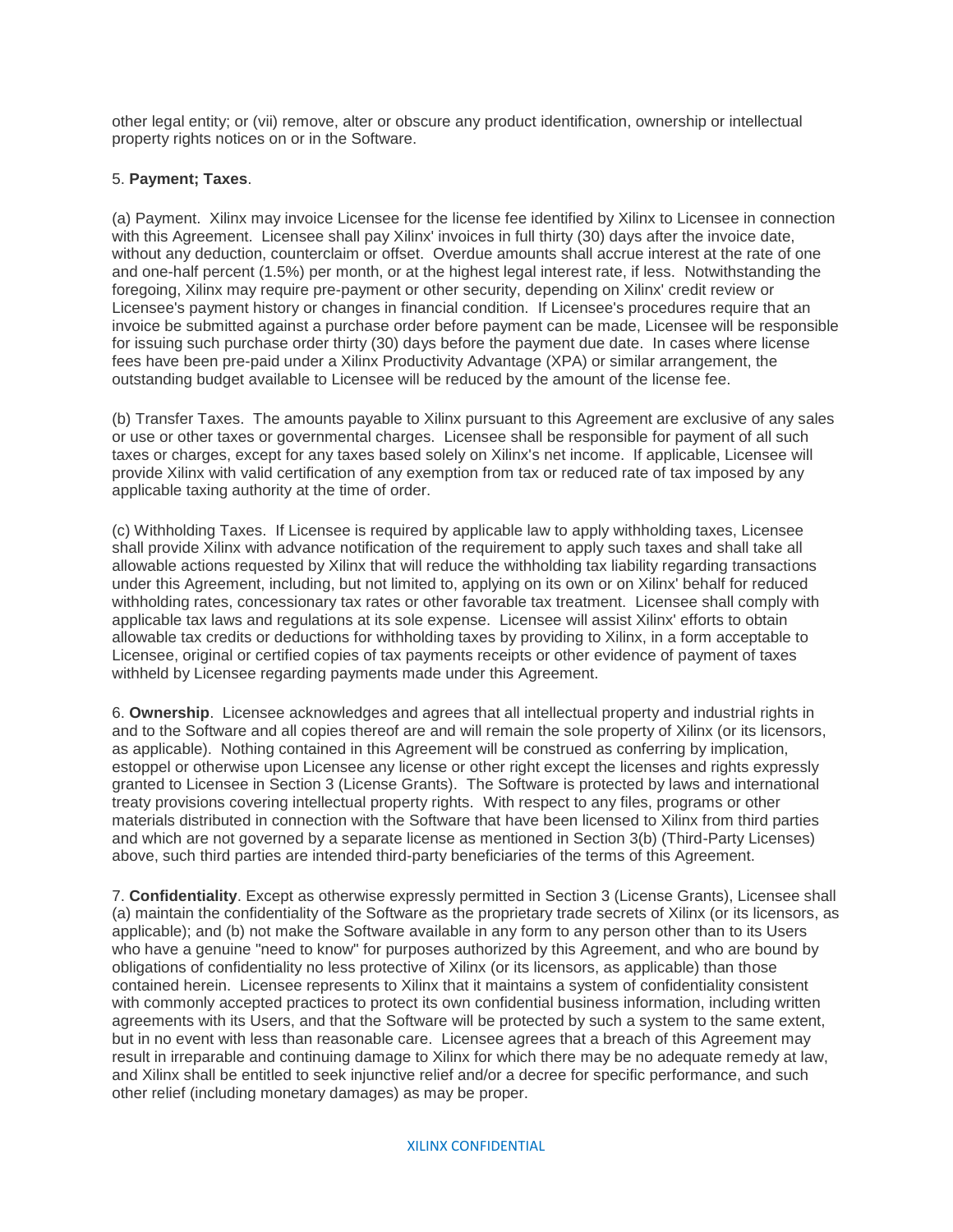other legal entity; or (vii) remove, alter or obscure any product identification, ownership or intellectual property rights notices on or in the Software.

5. **Payment; Taxes**.

(a) Payment. Xilinx may invoice Licensee for the license fee identified by Xilinx to Licensee in connection with this Agreement. Licensee shall pay Xilinx' invoices in full thirty (30) days after the invoice date, without any deduction, counterclaim or offset. Overdue amounts shall accrue interest at the rate of one and one-half percent (1.5%) per month, or at the highest legal interest rate, if less. Notwithstanding the foregoing, Xilinx may require pre-payment or other security, depending on Xilinx' credit review or Licensee's payment history or changes in financial condition. If Licensee's procedures require that an invoice be submitted against a purchase order before payment can be made, Licensee will be responsible for issuing such purchase order thirty (30) days before the payment due date. In cases where license fees have been pre-paid under a Xilinx Productivity Advantage (XPA) or similar arrangement, the outstanding budget available to Licensee will be reduced by the amount of the license fee.

(b) Transfer Taxes. The amounts payable to Xilinx pursuant to this Agreement are exclusive of any sales or use or other taxes or governmental charges. Licensee shall be responsible for payment of all such taxes or charges, except for any taxes based solely on Xilinx's net income. If applicable, Licensee will provide Xilinx with valid certification of any exemption from tax or reduced rate of tax imposed by any applicable taxing authority at the time of order.

(c) Withholding Taxes. If Licensee is required by applicable law to apply withholding taxes, Licensee shall provide Xilinx with advance notification of the requirement to apply such taxes and shall take all allowable actions requested by Xilinx that will reduce the withholding tax liability regarding transactions under this Agreement, including, but not limited to, applying on its own or on Xilinx' behalf for reduced withholding rates, concessionary tax rates or other favorable tax treatment. Licensee shall comply with applicable tax laws and regulations at its sole expense. Licensee will assist Xilinx' efforts to obtain allowable tax credits or deductions for withholding taxes by providing to Xilinx, in a form acceptable to Licensee, original or certified copies of tax payments receipts or other evidence of payment of taxes withheld by Licensee regarding payments made under this Agreement.

6. **Ownership**. Licensee acknowledges and agrees that all intellectual property and industrial rights in and to the Software and all copies thereof are and will remain the sole property of Xilinx (or its licensors, as applicable). Nothing contained in this Agreement will be construed as conferring by implication, estoppel or otherwise upon Licensee any license or other right except the licenses and rights expressly granted to Licensee in Section 3 (License Grants). The Software is protected by laws and international treaty provisions covering intellectual property rights. With respect to any files, programs or other materials distributed in connection with the Software that have been licensed to Xilinx from third parties and which are not governed by a separate license as mentioned in Section 3(b) (Third-Party Licenses) above, such third parties are intended third-party beneficiaries of the terms of this Agreement.

7. **Confidentiality**. Except as otherwise expressly permitted in Section 3 (License Grants), Licensee shall (a) maintain the confidentiality of the Software as the proprietary trade secrets of Xilinx (or its licensors, as applicable); and (b) not make the Software available in any form to any person other than to its Users who have a genuine "need to know" for purposes authorized by this Agreement, and who are bound by obligations of confidentiality no less protective of Xilinx (or its licensors, as applicable) than those contained herein. Licensee represents to Xilinx that it maintains a system of confidentiality consistent with commonly accepted practices to protect its own confidential business information, including written agreements with its Users, and that the Software will be protected by such a system to the same extent, but in no event with less than reasonable care. Licensee agrees that a breach of this Agreement may result in irreparable and continuing damage to Xilinx for which there may be no adequate remedy at law, and Xilinx shall be entitled to seek injunctive relief and/or a decree for specific performance, and such other relief (including monetary damages) as may be proper.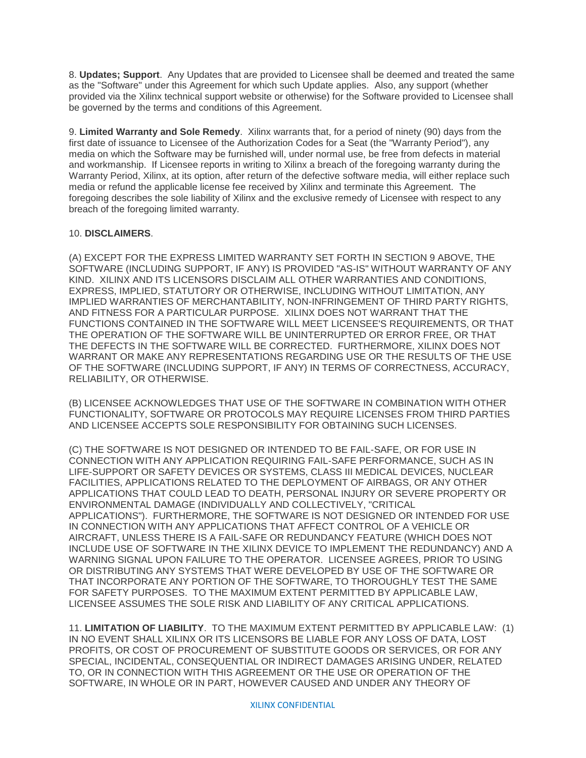8. **Updates; Support**. Any Updates that are provided to Licensee shall be deemed and treated the same as the "Software" under this Agreement for which such Update applies. Also, any support (whether provided via the Xilinx technical support website or otherwise) for the Software provided to Licensee shall be governed by the terms and conditions of this Agreement.

9. **Limited Warranty and Sole Remedy**. Xilinx warrants that, for a period of ninety (90) days from the first date of issuance to Licensee of the Authorization Codes for a Seat (the "Warranty Period"), any media on which the Software may be furnished will, under normal use, be free from defects in material and workmanship. If Licensee reports in writing to Xilinx a breach of the foregoing warranty during the Warranty Period, Xilinx, at its option, after return of the defective software media, will either replace such media or refund the applicable license fee received by Xilinx and terminate this Agreement. The foregoing describes the sole liability of Xilinx and the exclusive remedy of Licensee with respect to any breach of the foregoing limited warranty.

10. **DISCLAIMERS**.

(A) EXCEPT FOR THE EXPRESS LIMITED WARRANTY SET FORTH IN SECTION 9 ABOVE, THE SOFTWARE (INCLUDING SUPPORT, IF ANY) IS PROVIDED "AS-IS" WITHOUT WARRANTY OF ANY KIND. XILINX AND ITS LICENSORS DISCLAIM ALL OTHER WARRANTIES AND CONDITIONS, EXPRESS, IMPLIED, STATUTORY OR OTHERWISE, INCLUDING WITHOUT LIMITATION, ANY IMPLIED WARRANTIES OF MERCHANTABILITY, NON-INFRINGEMENT OF THIRD PARTY RIGHTS, AND FITNESS FOR A PARTICULAR PURPOSE. XILINX DOES NOT WARRANT THAT THE FUNCTIONS CONTAINED IN THE SOFTWARE WILL MEET LICENSEE'S REQUIREMENTS, OR THAT THE OPERATION OF THE SOFTWARE WILL BE UNINTERRUPTED OR ERROR FREE, OR THAT THE DEFECTS IN THE SOFTWARE WILL BE CORRECTED. FURTHERMORE, XILINX DOES NOT WARRANT OR MAKE ANY REPRESENTATIONS REGARDING USE OR THE RESULTS OF THE USE OF THE SOFTWARE (INCLUDING SUPPORT, IF ANY) IN TERMS OF CORRECTNESS, ACCURACY, RELIABILITY, OR OTHERWISE.

(B) LICENSEE ACKNOWLEDGES THAT USE OF THE SOFTWARE IN COMBINATION WITH OTHER FUNCTIONALITY, SOFTWARE OR PROTOCOLS MAY REQUIRE LICENSES FROM THIRD PARTIES AND LICENSEE ACCEPTS SOLE RESPONSIBILITY FOR OBTAINING SUCH LICENSES.

(C) THE SOFTWARE IS NOT DESIGNED OR INTENDED TO BE FAIL-SAFE, OR FOR USE IN CONNECTION WITH ANY APPLICATION REQUIRING FAIL-SAFE PERFORMANCE, SUCH AS IN LIFE-SUPPORT OR SAFETY DEVICES OR SYSTEMS, CLASS III MEDICAL DEVICES, NUCLEAR FACILITIES, APPLICATIONS RELATED TO THE DEPLOYMENT OF AIRBAGS, OR ANY OTHER APPLICATIONS THAT COULD LEAD TO DEATH, PERSONAL INJURY OR SEVERE PROPERTY OR ENVIRONMENTAL DAMAGE (INDIVIDUALLY AND COLLECTIVELY, "CRITICAL APPLICATIONS"). FURTHERMORE, THE SOFTWARE IS NOT DESIGNED OR INTENDED FOR USE IN CONNECTION WITH ANY APPLICATIONS THAT AFFECT CONTROL OF A VEHICLE OR AIRCRAFT, UNLESS THERE IS A FAIL-SAFE OR REDUNDANCY FEATURE (WHICH DOES NOT INCLUDE USE OF SOFTWARE IN THE XILINX DEVICE TO IMPLEMENT THE REDUNDANCY) AND A WARNING SIGNAL UPON FAILURE TO THE OPERATOR. LICENSEE AGREES, PRIOR TO USING OR DISTRIBUTING ANY SYSTEMS THAT WERE DEVELOPED BY USE OF THE SOFTWARE OR THAT INCORPORATE ANY PORTION OF THE SOFTWARE, TO THOROUGHLY TEST THE SAME FOR SAFETY PURPOSES. TO THE MAXIMUM EXTENT PERMITTED BY APPLICABLE LAW, LICENSEE ASSUMES THE SOLE RISK AND LIABILITY OF ANY CRITICAL APPLICATIONS.

11. **LIMITATION OF LIABILITY**. TO THE MAXIMUM EXTENT PERMITTED BY APPLICABLE LAW: (1) IN NO EVENT SHALL XILINX OR ITS LICENSORS BE LIABLE FOR ANY LOSS OF DATA, LOST PROFITS, OR COST OF PROCUREMENT OF SUBSTITUTE GOODS OR SERVICES, OR FOR ANY SPECIAL, INCIDENTAL, CONSEQUENTIAL OR INDIRECT DAMAGES ARISING UNDER, RELATED TO, OR IN CONNECTION WITH THIS AGREEMENT OR THE USE OR OPERATION OF THE SOFTWARE, IN WHOLE OR IN PART, HOWEVER CAUSED AND UNDER ANY THEORY OF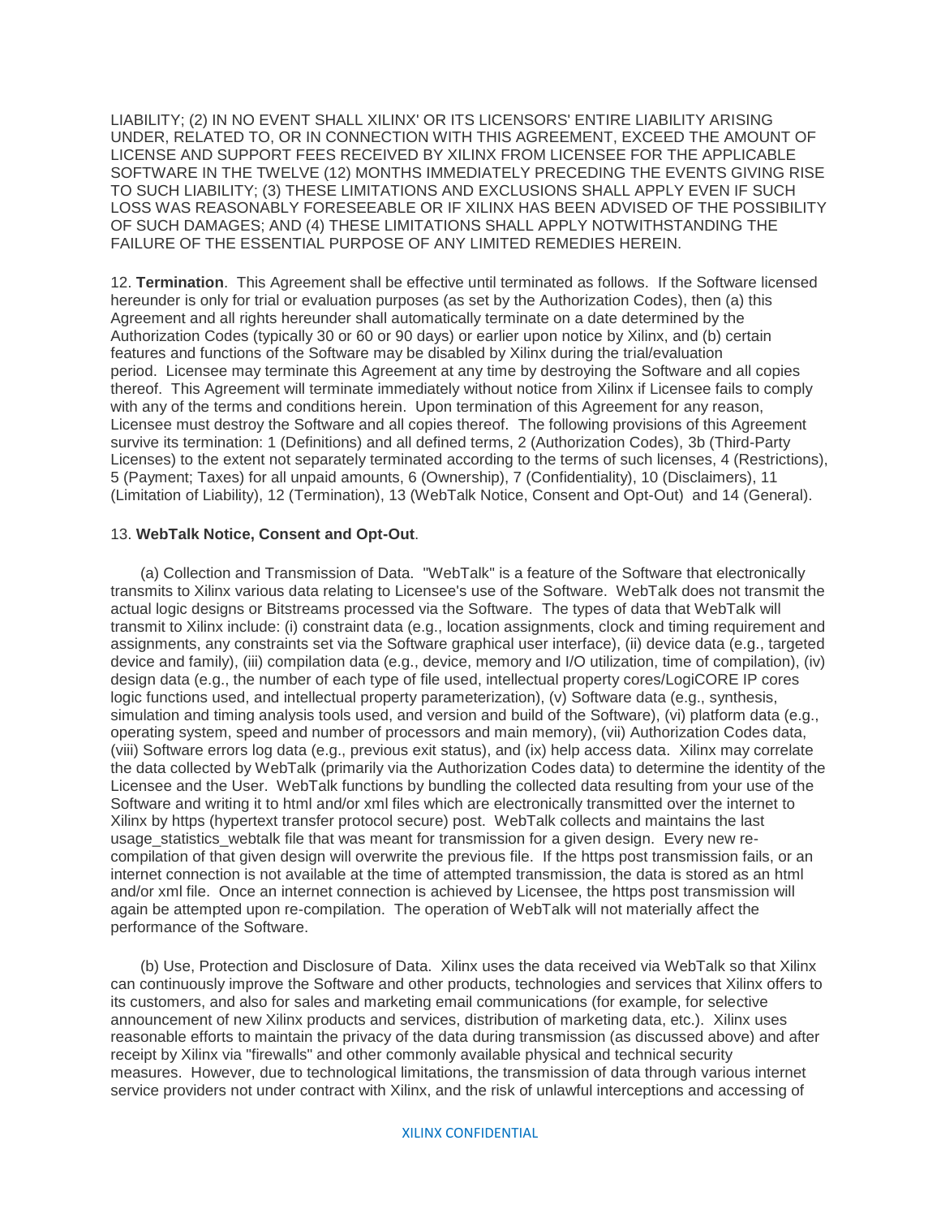LIABILITY; (2) IN NO EVENT SHALL XILINX' OR ITS LICENSORS' ENTIRE LIABILITY ARISING UNDER, RELATED TO, OR IN CONNECTION WITH THIS AGREEMENT, EXCEED THE AMOUNT OF LICENSE AND SUPPORT FEES RECEIVED BY XILINX FROM LICENSEE FOR THE APPLICABLE SOFTWARE IN THE TWELVE (12) MONTHS IMMEDIATELY PRECEDING THE EVENTS GIVING RISE TO SUCH LIABILITY; (3) THESE LIMITATIONS AND EXCLUSIONS SHALL APPLY EVEN IF SUCH LOSS WAS REASONABLY FORESEEABLE OR IF XILINX HAS BEEN ADVISED OF THE POSSIBILITY OF SUCH DAMAGES; AND (4) THESE LIMITATIONS SHALL APPLY NOTWITHSTANDING THE FAILURE OF THE ESSENTIAL PURPOSE OF ANY LIMITED REMEDIES HEREIN.

12. **Termination**. This Agreement shall be effective until terminated as follows. If the Software licensed hereunder is only for trial or evaluation purposes (as set by the Authorization Codes), then (a) this Agreement and all rights hereunder shall automatically terminate on a date determined by the Authorization Codes (typically 30 or 60 or 90 days) or earlier upon notice by Xilinx, and (b) certain features and functions of the Software may be disabled by Xilinx during the trial/evaluation period. Licensee may terminate this Agreement at any time by destroying the Software and all copies thereof. This Agreement will terminate immediately without notice from Xilinx if Licensee fails to comply with any of the terms and conditions herein. Upon termination of this Agreement for any reason, Licensee must destroy the Software and all copies thereof. The following provisions of this Agreement survive its termination: 1 (Definitions) and all defined terms, 2 (Authorization Codes), 3b (Third-Party Licenses) to the extent not separately terminated according to the terms of such licenses, 4 (Restrictions), 5 (Payment; Taxes) for all unpaid amounts, 6 (Ownership), 7 (Confidentiality), 10 (Disclaimers), 11 (Limitation of Liability), 12 (Termination), 13 (WebTalk Notice, Consent and Opt-Out) and 14 (General).

13. **WebTalk Notice, Consent and Opt-Out**.

(a) Collection and Transmission of Data. "WebTalk" is a feature of the Software that electronically transmits to Xilinx various data relating to Licensee's use of the Software. WebTalk does not transmit the actual logic designs or Bitstreams processed via the Software. The types of data that WebTalk will transmit to Xilinx include: (i) constraint data (e.g., location assignments, clock and timing requirement and assignments, any constraints set via the Software graphical user interface), (ii) device data (e.g., targeted device and family), (iii) compilation data (e.g., device, memory and I/O utilization, time of compilation), (iv) design data (e.g., the number of each type of file used, intellectual property cores/LogiCORE IP cores logic functions used, and intellectual property parameterization), (v) Software data (e.g., synthesis, simulation and timing analysis tools used, and version and build of the Software), (vi) platform data (e.g., operating system, speed and number of processors and main memory), (vii) Authorization Codes data, (viii) Software errors log data (e.g., previous exit status), and (ix) help access data. Xilinx may correlate the data collected by WebTalk (primarily via the Authorization Codes data) to determine the identity of the Licensee and the User. WebTalk functions by bundling the collected data resulting from your use of the Software and writing it to html and/or xml files which are electronically transmitted over the internet to Xilinx by https (hypertext transfer protocol secure) post. WebTalk collects and maintains the last usage_statistics_webtalk file that was meant for transmission for a given design. Every new re-compilation of that given design will overwrite the previous file. If the https post transmission fails, or an internet connection is not available at the time of attempted transmission, the data is stored as an html and/or xml file. Once an internet connection is achieved by Licensee, the https post transmission will again be attempted upon re-compilation. The operation of WebTalk will not materially affect the performance of the Software.

(b) Use, Protection and Disclosure of Data. Xilinx uses the data received via WebTalk so that Xilinx can continuously improve the Software and other products, technologies and services that Xilinx offers to its customers, and also for sales and marketing email communications (for example, for selective announcement of new Xilinx products and services, distribution of marketing data, etc.). Xilinx uses reasonable efforts to maintain the privacy of the data during transmission (as discussed above) and after receipt by Xilinx via "firewalls" and other commonly available physical and technical security measures. However, due to technological limitations, the transmission of data through various internet service providers not under contract with Xilinx, and the risk of unlawful interceptions and accessing of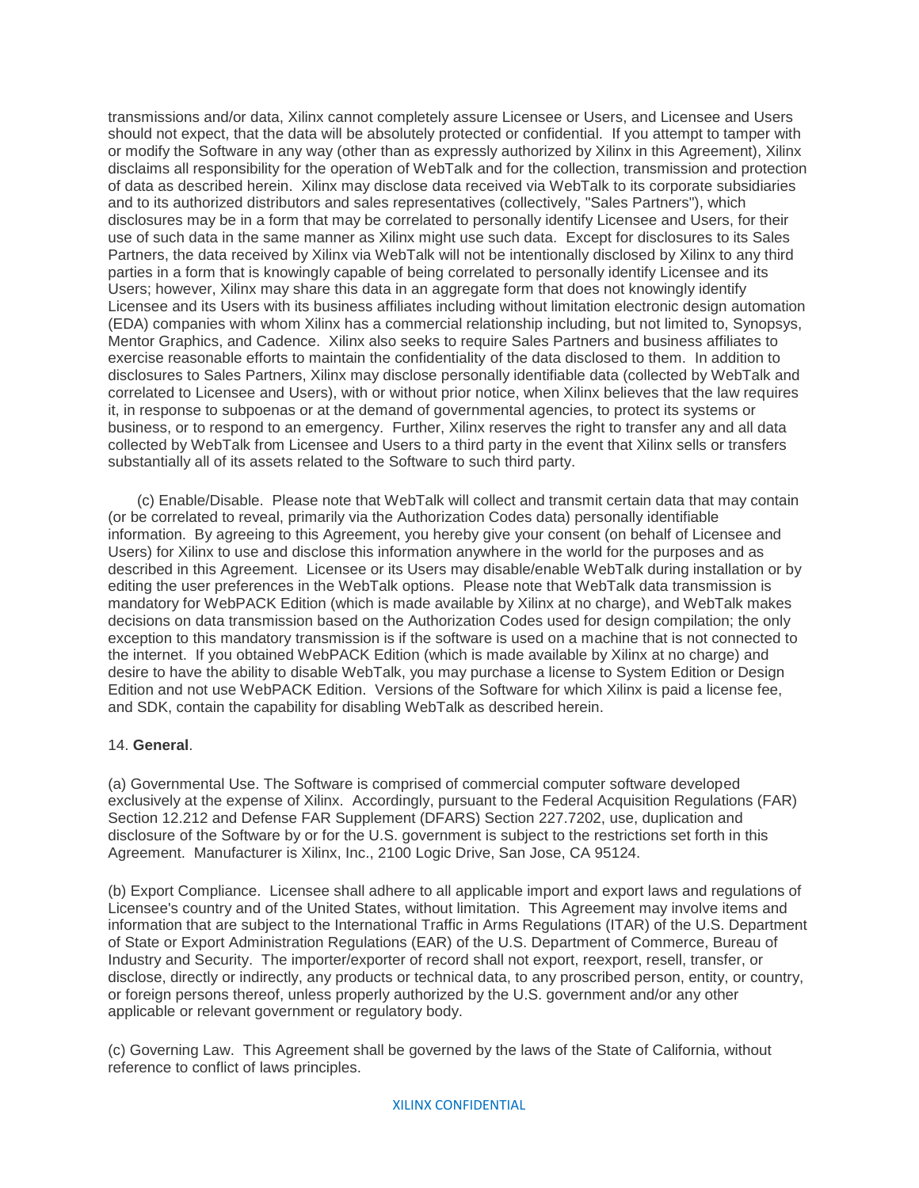transmissions and/or data, Xilinx cannot completely assure Licensee or Users, and Licensee and Users should not expect, that the data will be absolutely protected or confidential. If you attempt to tamper with or modify the Software in any way (other than as expressly authorized by Xilinx in this Agreement), Xilinx disclaims all responsibility for the operation of WebTalk and for the collection, transmission and protection of data as described herein. Xilinx may disclose data received via WebTalk to its corporate subsidiaries and to its authorized distributors and sales representatives (collectively, "Sales Partners"), which disclosures may be in a form that may be correlated to personally identify Licensee and Users, for their use of such data in the same manner as Xilinx might use such data. Except for disclosures to its Sales Partners, the data received by Xilinx via WebTalk will not be intentionally disclosed by Xilinx to any third parties in a form that is knowingly capable of being correlated to personally identify Licensee and its Users; however, Xilinx may share this data in an aggregate form that does not knowingly identify Licensee and its Users with its business affiliates including without limitation electronic design automation (EDA) companies with whom Xilinx has a commercial relationship including, but not limited to, Synopsys, Mentor Graphics, and Cadence. Xilinx also seeks to require Sales Partners and business affiliates to exercise reasonable efforts to maintain the confidentiality of the data disclosed to them. In addition to disclosures to Sales Partners, Xilinx may disclose personally identifiable data (collected by WebTalk and correlated to Licensee and Users), with or without prior notice, when Xilinx believes that the law requires it, in response to subpoenas or at the demand of governmental agencies, to protect its systems or business, or to respond to an emergency. Further, Xilinx reserves the right to transfer any and all data collected by WebTalk from Licensee and Users to a third party in the event that Xilinx sells or transfers substantially all of its assets related to the Software to such third party.

(c) Enable/Disable. Please note that WebTalk will collect and transmit certain data that may contain (or be correlated to reveal, primarily via the Authorization Codes data) personally identifiable information. By agreeing to this Agreement, you hereby give your consent (on behalf of Licensee and Users) for Xilinx to use and disclose this information anywhere in the world for the purposes and as described in this Agreement. Licensee or its Users may disable/enable WebTalk during installation or by editing the user preferences in the WebTalk options. Please note that WebTalk data transmission is mandatory for WebPACK Edition (which is made available by Xilinx at no charge), and WebTalk makes decisions on data transmission based on the Authorization Codes used for design compilation; the only exception to this mandatory transmission is if the software is used on a machine that is not connected to the internet. If you obtained WebPACK Edition (which is made available by Xilinx at no charge) and desire to have the ability to disable WebTalk, you may purchase a license to System Edition or Design Edition and not use WebPACK Edition. Versions of the Software for which Xilinx is paid a license fee, and SDK, contain the capability for disabling WebTalk as described herein.

14. **General**.

(a) Governmental Use. The Software is comprised of commercial computer software developed exclusively at the expense of Xilinx. Accordingly, pursuant to the Federal Acquisition Regulations (FAR) Section 12.212 and Defense FAR Supplement (DFARS) Section 227.7202, use, duplication and disclosure of the Software by or for the U.S. government is subject to the restrictions set forth in this Agreement. Manufacturer is Xilinx, Inc., 2100 Logic Drive, San Jose, CA 95124.

(b) Export Compliance. Licensee shall adhere to all applicable import and export laws and regulations of Licensee's country and of the United States, without limitation. This Agreement may involve items and information that are subject to the International Traffic in Arms Regulations (ITAR) of the U.S. Department of State or Export Administration Regulations (EAR) of the U.S. Department of Commerce, Bureau of Industry and Security. The importer/exporter of record shall not export, reexport, resell, transfer, or disclose, directly or indirectly, any products or technical data, to any proscribed person, entity, or country, or foreign persons thereof, unless properly authorized by the U.S. government and/or any other applicable or relevant government or regulatory body.

(c) Governing Law. This Agreement shall be governed by the laws of the State of California, without reference to conflict of laws principles.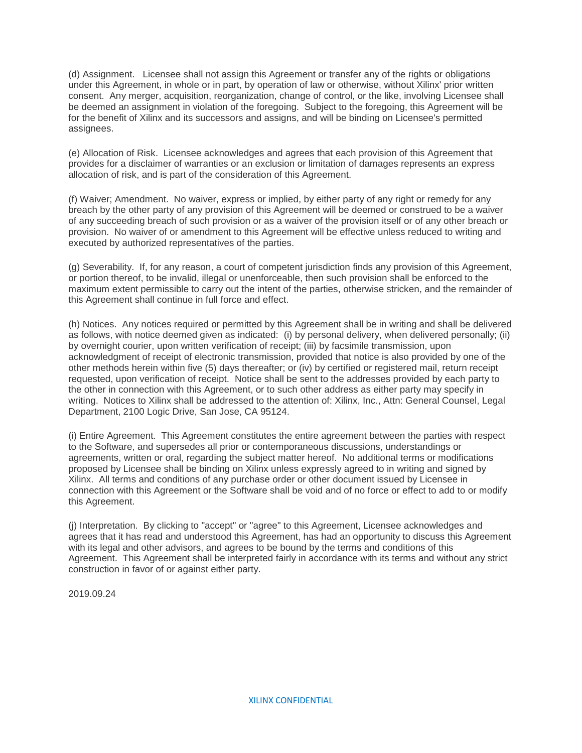(d) Assignment. Licensee shall not assign this Agreement or transfer any of the rights or obligations under this Agreement, in whole or in part, by operation of law or otherwise, without Xilinx' prior written consent. Any merger, acquisition, reorganization, change of control, or the like, involving Licensee shall be deemed an assignment in violation of the foregoing. Subject to the foregoing, this Agreement will be for the benefit of Xilinx and its successors and assigns, and will be binding on Licensee's permitted assignees.

(e) Allocation of Risk. Licensee acknowledges and agrees that each provision of this Agreement that provides for a disclaimer of warranties or an exclusion or limitation of damages represents an express allocation of risk, and is part of the consideration of this Agreement.

(f) Waiver; Amendment. No waiver, express or implied, by either party of any right or remedy for any breach by the other party of any provision of this Agreement will be deemed or construed to be a waiver of any succeeding breach of such provision or as a waiver of the provision itself or of any other breach or provision. No waiver of or amendment to this Agreement will be effective unless reduced to writing and executed by authorized representatives of the parties.

(g) Severability. If, for any reason, a court of competent jurisdiction finds any provision of this Agreement, or portion thereof, to be invalid, illegal or unenforceable, then such provision shall be enforced to the maximum extent permissible to carry out the intent of the parties, otherwise stricken, and the remainder of this Agreement shall continue in full force and effect.

(h) Notices. Any notices required or permitted by this Agreement shall be in writing and shall be delivered as follows, with notice deemed given as indicated: (i) by personal delivery, when delivered personally; (ii) by overnight courier, upon written verification of receipt; (iii) by facsimile transmission, upon acknowledgment of receipt of electronic transmission, provided that notice is also provided by one of the other methods herein within five (5) days thereafter; or (iv) by certified or registered mail, return receipt requested, upon verification of receipt. Notice shall be sent to the addresses provided by each party to the other in connection with this Agreement, or to such other address as either party may specify in writing. Notices to Xilinx shall be addressed to the attention of: Xilinx, Inc., Attn: General Counsel, Legal Department, 2100 Logic Drive, San Jose, CA 95124.

(i) Entire Agreement. This Agreement constitutes the entire agreement between the parties with respect to the Software, and supersedes all prior or contemporaneous discussions, understandings or agreements, written or oral, regarding the subject matter hereof. No additional terms or modifications proposed by Licensee shall be binding on Xilinx unless expressly agreed to in writing and signed by Xilinx. All terms and conditions of any purchase order or other document issued by Licensee in connection with this Agreement or the Software shall be void and of no force or effect to add to or modify this Agreement.

(j) Interpretation. By clicking to "accept" or "agree" to this Agreement, Licensee acknowledges and agrees that it has read and understood this Agreement, has had an opportunity to discuss this Agreement with its legal and other advisors, and agrees to be bound by the terms and conditions of this Agreement. This Agreement shall be interpreted fairly in accordance with its terms and without any strict construction in favor of or against either party.

2019.09.24